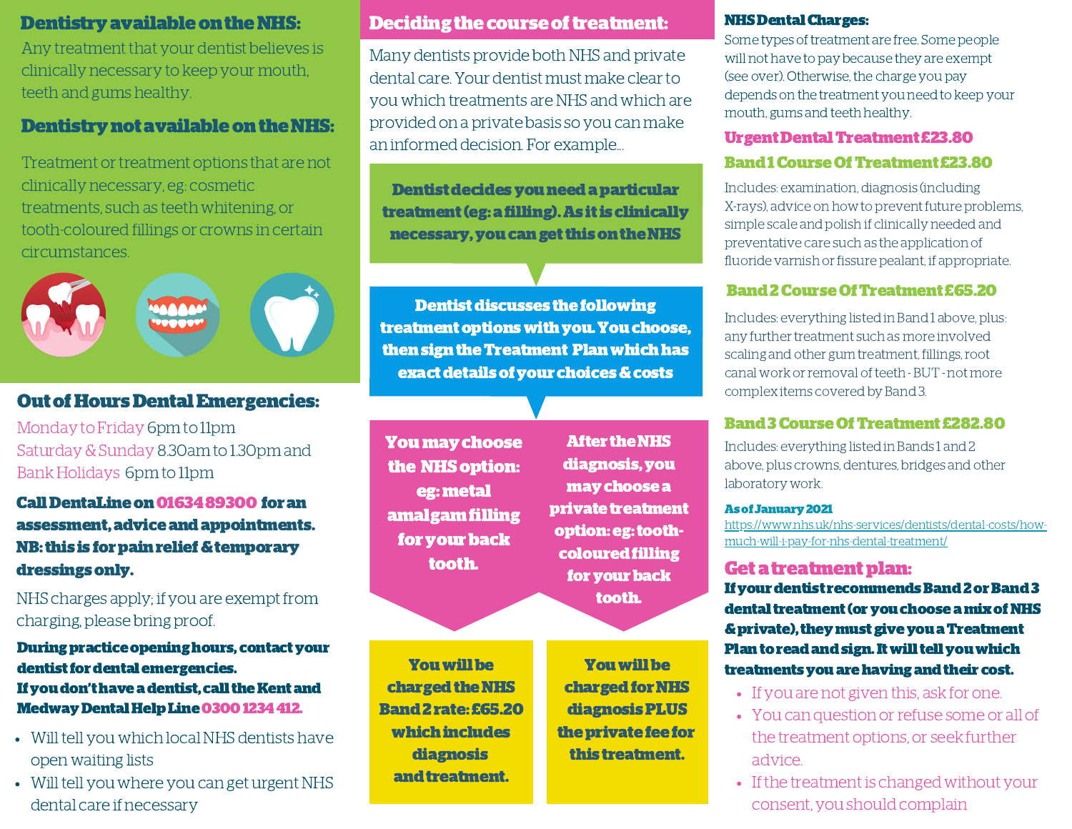## Dentistry available on the NHS:

Any treatment that your dentist believes is clinically necessary to keep your mouth, teeth and gums healthy.

## Dentistry not available on the NHS:

Treatment or treatment options that are not clinically necessary, eg: cosmetic treatments, such as teeth whitening, or tooth-coloured fillings or crowns in certain circumstances.

## Out of Hours Dental Emergencies:

Monday to Friday 6pm to 11pm
Saturday & Sunday 8.30am to 1.30pm and
Bank Holidays 6pm to 11pm

**Call DentaLine on 01634 89300 for an assessment, advice and appointments. NB: this is for pain relief & temporary dressings only.**

NHS charges apply; if you are exempt from charging, please bring proof.

**During practice opening hours, contact your dentist for dental emergencies.**
**If you don't have a dentist, call the Kent and Medway Dental Help Line 0300 1234 412.**

- Will tell you which local NHS dentists have open waiting lists
- Will tell you where you can get urgent NHS dental care if necessary

## Deciding the course of treatment:

Many dentists provide both NHS and private dental care. Your dentist must make clear to you which treatments are NHS and which are provided on a private basis so you can make an informed decision. For example...

**Dentist decides you need a particular treatment (eg: a filling). As it is clinically necessary, you can get this on the NHS**

**Dentist discusses the following treatment options with you. You choose, then sign the Treatment Plan which has exact details of your choices & costs**

**You may choose the NHS option: eg: metal amalgam filling for your back tooth.**

**You will be charged the NHS Band 2 rate: £65.20 which includes diagnosis and treatment.**

**After the NHS diagnosis, you may choose a private treatment option: eg: tooth-coloured filling for your back tooth.**

**You will be charged for NHS diagnosis PLUS the private fee for this treatment.**

## NHS Dental Charges:

Some types of treatment are free. Some people will not have to pay because they are exempt (see over). Otherwise, the charge you pay depends on the treatment you need to keep your mouth, gums and teeth healthy.

### Urgent Dental Treatment £23.80

### Band 1 Course Of Treatment £23.80

Includes: examination, diagnosis (including X-rays), advice on how to prevent future problems, simple scale and polish if clinically needed and preventative care such as the application of fluoride varnish or fissure pealant, if appropriate.

### Band 2 Course Of Treatment £65.20

Includes: everything listed in Band 1 above, plus: any further treatment such as more involved scaling and other gum treatment, fillings, root canal work or removal of teeth - BUT - not more complex items covered by Band 3.

### Band 3 Course Of Treatment £282.80

Includes: everything listed in Bands 1 and 2 above, plus crowns, dentures, bridges and other laboratory work.

**As of January 2021**
https://www.nhs.uk/nhs-services/dentists/dental-costs/how-much-will-i-pay-for-nhs-dental-treatment/

## Get a treatment plan:

**If your dentist recommends Band 2 or Band 3 dental treatment (or you choose a mix of NHS & private), they must give you a Treatment Plan to read and sign. It will tell you which treatments you are having and their cost.**

- If you are not given this, ask for one.
- You can question or refuse some or all of the treatment options, or seek further advice.
- If the treatment is changed without your consent, you should complain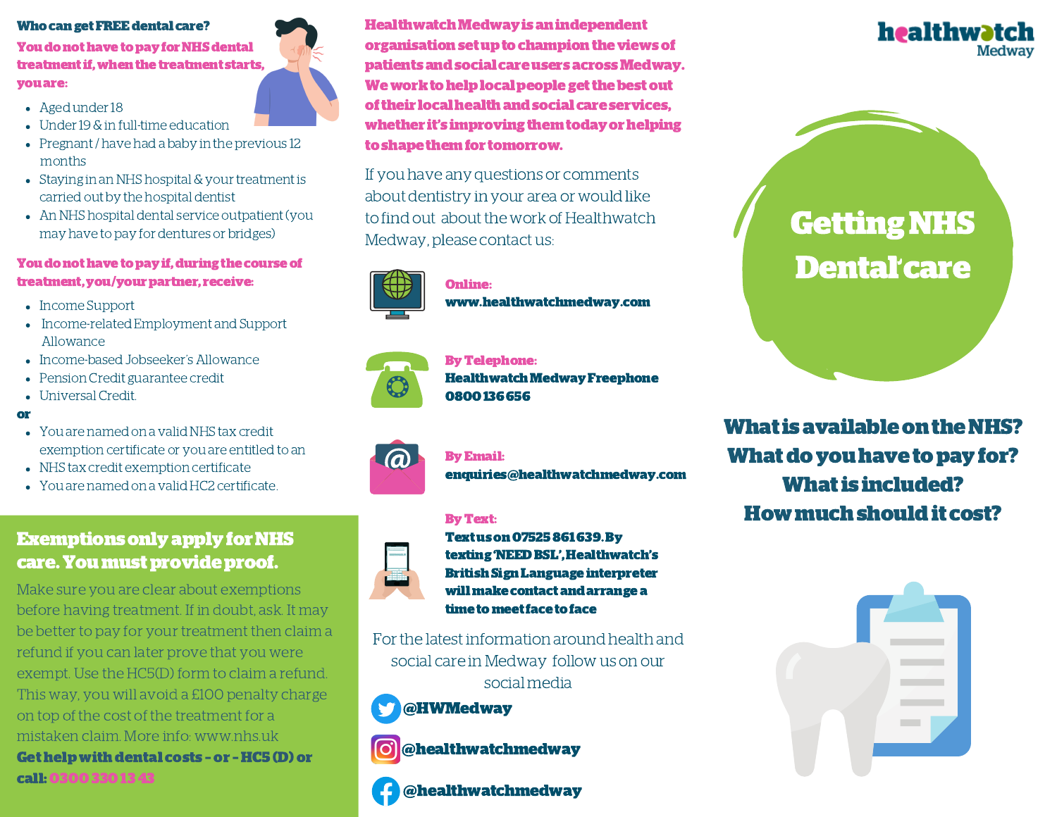## Who can get FREE dental care?

**You do not have to pay for NHS dental treatment if, when the treatment starts, you are:**

- Aged under 18
- Under 19 & in full-time education
- Pregnant / have had a baby in the previous 12 months
- Staying in an NHS hospital & your treatment is carried out by the hospital dentist
- An NHS hospital dental service outpatient (you may have to pay for dentures or bridges)

**You do not have to pay if, during the course of treatment, you/your partner, receive:**

- Income Support
- Income-related Employment and Support Allowance
- Income-based Jobseeker's Allowance
- Pension Credit guarantee credit
- Universal Credit.

**or**

- You are named on a valid NHS tax credit exemption certificate or you are entitled to an
- NHS tax credit exemption certificate
- You are named on a valid HC2 certificate.

### Exemptions only apply for NHS care. You must provide proof.

Make sure you are clear about exemptions before having treatment. If in doubt, ask. It may be better to pay for your treatment then claim a refund if you can later prove that you were exempt. Use the HC5(D) form to claim a refund. This way, you will avoid a £100 penalty charge on top of the cost of the treatment for a mistaken claim. More info: www.nhs.uk

**Get help with dental costs - or - HC5 (D) or call: 0300 330 13 43**

**Healthwatch Medway is an independent organisation set up to champion the views of patients and social care users across Medway. We work to help local people get the best out of their local health and social care services, whether it's improving them today or helping to shape them for tomorrow.**

If you have any questions or comments about dentistry in your area or would like to find out about the work of Healthwatch Medway, please contact us:

**Online:**
**www.healthwatchmedway.com**

**By Telephone:**
**Healthwatch Medway Freephone 0800 136 656**

**By Email:**
**enquiries@healthwatchmedway.com**

**By Text:**
**Text us on 07525 861639. By texting 'NEED BSL', Healthwatch's British Sign Language interpreter will make contact and arrange a time to meet face to face**

For the latest information around health and social care in Medway follow us on our social media

**@HWMedway**

**@healthwatchmedway**

**@healthwatchmedway**

healthwatch Medway

# Getting NHS Dental care

## What is available on the NHS?
## What do you have to pay for?
## What is included?
## How much should it cost?